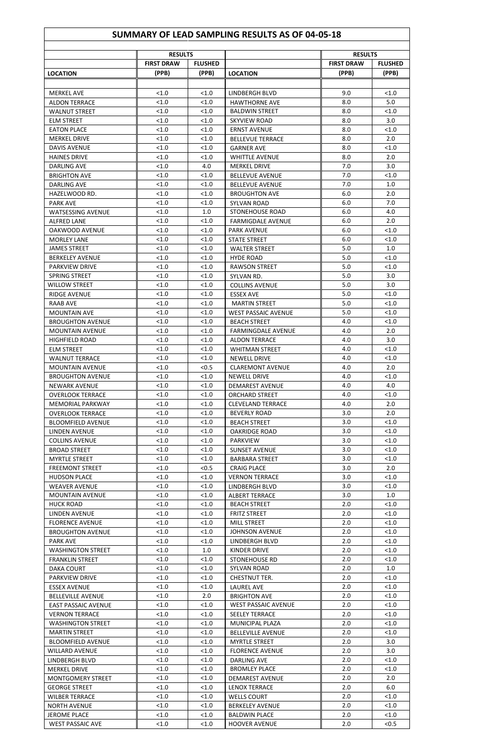## SUMMARY OF LEAD SAMPLING RESULTS AS OF 04-05-18

| | RESULTS | | | RESULTS | |
|---|---|---|---|---|---|
| | FIRST DRAW | FLUSHED | | FIRST DRAW | FLUSHED |
| LOCATION | (PPB) | (PPB) | LOCATION | (PPB) | (PPB) |
| MERKEL AVE | <1.0 | <1.0 | LINDBERGH BLVD | 9.0 | <1.0 |
| ALDON TERRACE | <1.0 | <1.0 | HAWTHORNE AVE | 8.0 | 5.0 |
| WALNUT STREET | <1.0 | <1.0 | BALDWIN STREET | 8.0 | <1.0 |
| ELM STREET | <1.0 | <1.0 | SKYVIEW ROAD | 8.0 | 3.0 |
| EATON PLACE | <1.0 | <1.0 | ERNST AVENUE | 8.0 | <1.0 |
| MERKEL DRIVE | <1.0 | <1.0 | BELLEVUE TERRACE | 8.0 | 2.0 |
| DAVIS AVENUE | <1.0 | <1.0 | GARNER AVE | 8.0 | <1.0 |
| HAINES DRIVE | <1.0 | <1.0 | WHITTLE AVENUE | 8.0 | 2.0 |
| DARLING AVE | <1.0 | 4.0 | MERKEL DRIVE | 7.0 | 3.0 |
| BRIGHTON AVE | <1.0 | <1.0 | BELLEVUE AVENUE | 7.0 | <1.0 |
| DARLING AVE | <1.0 | <1.0 | BELLEVUE AVENUE | 7.0 | 1.0 |
| HAZELWOOD RD. | <1.0 | <1.0 | BROUGHTON AVE | 6.0 | 2.0 |
| PARK AVE | <1.0 | <1.0 | SYLVAN ROAD | 6.0 | 7.0 |
| WATSESSING AVENUE | <1.0 | 1.0 | STONEHOUSE ROAD | 6.0 | 4.0 |
| ALFRED LANE | <1.0 | <1.0 | FARMIGDALE AVENUE | 6.0 | 2.0 |
| OAKWOOD AVENUE | <1.0 | <1.0 | PARK AVENUE | 6.0 | <1.0 |
| MORLEY LANE | <1.0 | <1.0 | STATE STREET | 6.0 | <1.0 |
| JAMES STREET | <1.0 | <1.0 | WALTER STREET | 5.0 | 1.0 |
| BERKELEY AVENUE | <1.0 | <1.0 | HYDE ROAD | 5.0 | <1.0 |
| PARKVIEW DRIVE | <1.0 | <1.0 | RAWSON STREET | 5.0 | <1.0 |
| SPRING STREET | <1.0 | <1.0 | SYLVAN RD. | 5.0 | 3.0 |
| WILLOW STREET | <1.0 | <1.0 | COLLINS AVENUE | 5.0 | 3.0 |
| RIDGE AVENUE | <1.0 | <1.0 | ESSEX AVE | 5.0 | <1.0 |
| RAAB AVE | <1.0 | <1.0 | MARTIN STREET | 5.0 | <1.0 |
| MOUNTAIN AVE | <1.0 | <1.0 | WEST PASSAIC AVENUE | 5.0 | <1.0 |
| BROUGHTON AVENUE | <1.0 | <1.0 | BEACH STREET | 4.0 | <1.0 |
| MOUNTAIN AVENUE | <1.0 | <1.0 | FARMINGDALE AVENUE | 4.0 | 2.0 |
| HIGHFIELD ROAD | <1.0 | <1.0 | ALDON TERRACE | 4.0 | 3.0 |
| ELM STREET | <1.0 | <1.0 | WHITMAN STREET | 4.0 | <1.0 |
| WALNUT TERRACE | <1.0 | <1.0 | NEWELL DRIVE | 4.0 | <1.0 |
| MOUNTAIN AVENUE | <1.0 | <0.5 | CLAREMONT AVENUE | 4.0 | 2.0 |
| BROUGHTON AVENUE | <1.0 | <1.0 | NEWELL DRIVE | 4.0 | <1.0 |
| NEWARK AVENUE | <1.0 | <1.0 | DEMAREST AVENUE | 4.0 | 4.0 |
| OVERLOOK TERRACE | <1.0 | <1.0 | ORCHARD STREET | 4.0 | <1.0 |
| MEMORIAL PARKWAY | <1.0 | <1.0 | CLEVELAND TERRACE | 4.0 | 2.0 |
| OVERLOOK TERRACE | <1.0 | <1.0 | BEVERLY ROAD | 3.0 | 2.0 |
| BLOOMFIELD AVENUE | <1.0 | <1.0 | BEACH STREET | 3.0 | <1.0 |
| LINDEN AVENUE | <1.0 | <1.0 | OAKRIDGE ROAD | 3.0 | <1.0 |
| COLLINS AVENUE | <1.0 | <1.0 | PARKVIEW | 3.0 | <1.0 |
| BROAD STREET | <1.0 | <1.0 | SUNSET AVENUE | 3.0 | <1.0 |
| MYRTLE STREET | <1.0 | <1.0 | BARBARA STREET | 3.0 | <1.0 |
| FREEMONT STREET | <1.0 | <0.5 | CRAIG PLACE | 3.0 | 2.0 |
| HUDSON PLACE | <1.0 | <1.0 | VERNON TERRACE | 3.0 | <1.0 |
| WEAVER AVENUE | <1.0 | <1.0 | LINDBERGH BLVD | 3.0 | <1.0 |
| MOUNTAIN AVENUE | <1.0 | <1.0 | ALBERT TERRACE | 3.0 | 1.0 |
| HUCK ROAD | <1.0 | <1.0 | BEACH STREET | 2.0 | <1.0 |
| LINDEN AVENUE | <1.0 | <1.0 | FRITZ STREET | 2.0 | <1.0 |
| FLORENCE AVENUE | <1.0 | <1.0 | MILL STREET | 2.0 | <1.0 |
| BROUGHTON AVENUE | <1.0 | <1.0 | JOHNSON AVENUE | 2.0 | <1.0 |
| PARK AVE | <1.0 | <1.0 | LINDBERGH BLVD | 2.0 | <1.0 |
| WASHINGTON STREET | <1.0 | 1.0 | KINDER DRIVE | 2.0 | <1.0 |
| FRANKLIN STREET | <1.0 | <1.0 | STONEHOUSE RD | 2.0 | <1.0 |
| DAKA COURT | <1.0 | <1.0 | SYLVAN ROAD | 2.0 | 1.0 |
| PARKVIEW DRIVE | <1.0 | <1.0 | CHESTNUT TER. | 2.0 | <1.0 |
| ESSEX AVENUE | <1.0 | <1.0 | LAUREL AVE | 2.0 | <1.0 |
| BELLEVILLE AVENUE | <1.0 | 2.0 | BRIGHTON AVE | 2.0 | <1.0 |
| EAST PASSAIC AVENUE | <1.0 | <1.0 | WEST PASSAIC AVENUE | 2.0 | <1.0 |
| VERNON TERRACE | <1.0 | <1.0 | SEELEY TERRACE | 2.0 | <1.0 |
| WASHINGTON STREET | <1.0 | <1.0 | MUNICIPAL PLAZA | 2.0 | <1.0 |
| MARTIN STREET | <1.0 | <1.0 | BELLEVILLE AVENUE | 2.0 | <1.0 |
| BLOOMFIELD AVENUE | <1.0 | <1.0 | MYRTLE STREET | 2.0 | 3.0 |
| WILLARD AVENUE | <1.0 | <1.0 | FLORENCE AVENUE | 2.0 | 3.0 |
| LINDBERGH BLVD | <1.0 | <1.0 | DARLING AVE | 2.0 | <1.0 |
| MERKEL DRIVE | <1.0 | <1.0 | BROMLEY PLACE | 2.0 | <1.0 |
| MONTGOMERY STREET | <1.0 | <1.0 | DEMAREST AVENUE | 2.0 | 2.0 |
| GEORGE STREET | <1.0 | <1.0 | LENOX TERRACE | 2.0 | 6.0 |
| WILBER TERRACE | <1.0 | <1.0 | WELLS COURT | 2.0 | <1.0 |
| NORTH AVENUE | <1.0 | <1.0 | BERKELEY AVENUE | 2.0 | <1.0 |
| JEROME PLACE | <1.0 | <1.0 | BALDWIN PLACE | 2.0 | <1.0 |
| WEST PASSAIC AVE | <1.0 | <1.0 | HOOVER AVENUE | 2.0 | <0.5 |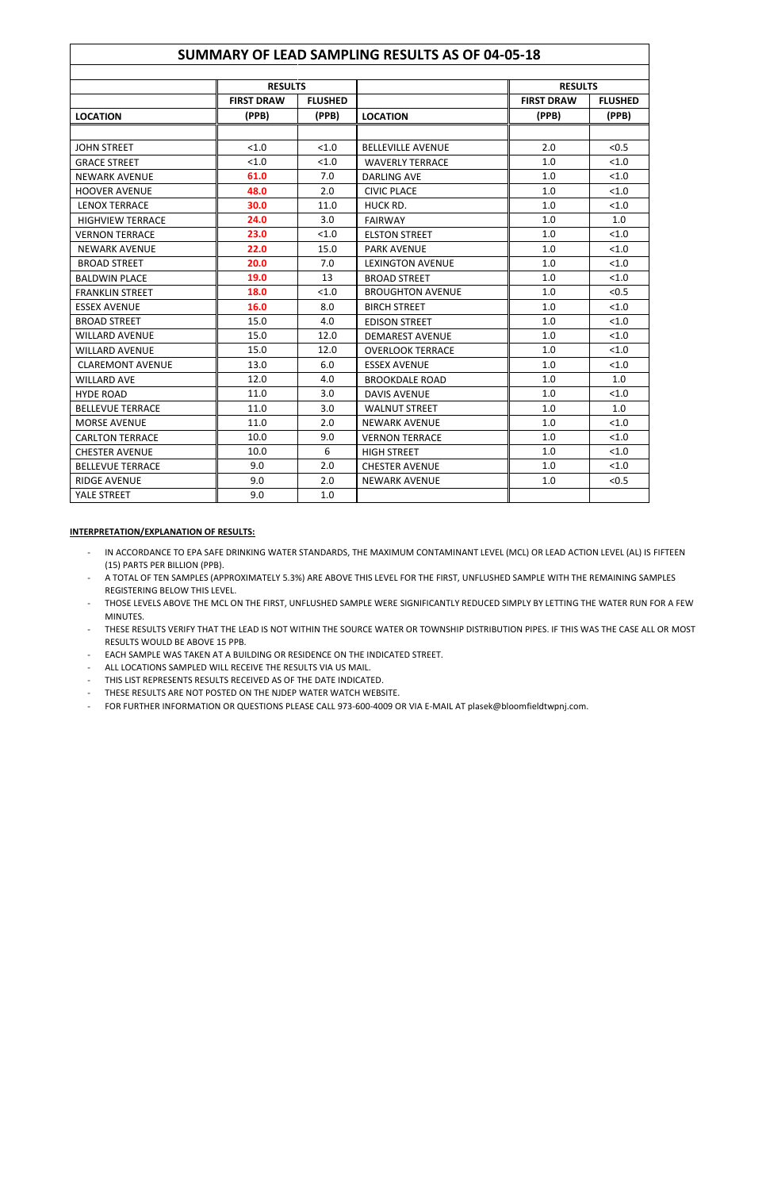## SUMMARY OF LEAD SAMPLING RESULTS AS OF 04-05-18

| | RESULTS | | | RESULTS | |
|---|---|---|---|---|---|
| | FIRST DRAW | FLUSHED | | FIRST DRAW | FLUSHED |
| LOCATION | (PPB) | (PPB) | LOCATION | (PPB) | (PPB) |
| JOHN STREET | <1.0 | <1.0 | BELLEVILLE AVENUE | 2.0 | <0.5 |
| GRACE STREET | <1.0 | <1.0 | WAVERLY TERRACE | 1.0 | <1.0 |
| NEWARK AVENUE | **61.0** | 7.0 | DARLING AVE | 1.0 | <1.0 |
| HOOVER AVENUE | **48.0** | 2.0 | CIVIC PLACE | 1.0 | <1.0 |
| LENOX TERRACE | **30.0** | 11.0 | HUCK RD. | 1.0 | <1.0 |
| HIGHVIEW TERRACE | **24.0** | 3.0 | FAIRWAY | 1.0 | 1.0 |
| VERNON TERRACE | **23.0** | <1.0 | ELSTON STREET | 1.0 | <1.0 |
| NEWARK AVENUE | **22.0** | 15.0 | PARK AVENUE | 1.0 | <1.0 |
| BROAD STREET | **20.0** | 7.0 | LEXINGTON AVENUE | 1.0 | <1.0 |
| BALDWIN PLACE | **19.0** | 13 | BROAD STREET | 1.0 | <1.0 |
| FRANKLIN STREET | **18.0** | <1.0 | BROUGHTON AVENUE | 1.0 | <0.5 |
| ESSEX AVENUE | **16.0** | 8.0 | BIRCH STREET | 1.0 | <1.0 |
| BROAD STREET | 15.0 | 4.0 | EDISON STREET | 1.0 | <1.0 |
| WILLARD AVENUE | 15.0 | 12.0 | DEMAREST AVENUE | 1.0 | <1.0 |
| WILLARD AVENUE | 15.0 | 12.0 | OVERLOOK TERRACE | 1.0 | <1.0 |
| CLAREMONT AVENUE | 13.0 | 6.0 | ESSEX AVENUE | 1.0 | <1.0 |
| WILLARD AVE | 12.0 | 4.0 | BROOKDALE ROAD | 1.0 | 1.0 |
| HYDE ROAD | 11.0 | 3.0 | DAVIS AVENUE | 1.0 | <1.0 |
| BELLEVUE TERRACE | 11.0 | 3.0 | WALNUT STREET | 1.0 | 1.0 |
| MORSE AVENUE | 11.0 | 2.0 | NEWARK AVENUE | 1.0 | <1.0 |
| CARLTON TERRACE | 10.0 | 9.0 | VERNON TERRACE | 1.0 | <1.0 |
| CHESTER AVENUE | 10.0 | 6 | HIGH STREET | 1.0 | <1.0 |
| BELLEVUE TERRACE | 9.0 | 2.0 | CHESTER AVENUE | 1.0 | <1.0 |
| RIDGE AVENUE | 9.0 | 2.0 | NEWARK AVENUE | 1.0 | <0.5 |
| YALE STREET | 9.0 | 1.0 | | | |

**INTERPRETATION/EXPLANATION OF RESULTS:**

- IN ACCORDANCE TO EPA SAFE DRINKING WATER STANDARDS, THE MAXIMUM CONTAMINANT LEVEL (MCL) OR LEAD ACTION LEVEL (AL) IS FIFTEEN (15) PARTS PER BILLION (PPB).
- A TOTAL OF TEN SAMPLES (APPROXIMATELY 5.3%) ARE ABOVE THIS LEVEL FOR THE FIRST, UNFLUSHED SAMPLE WITH THE REMAINING SAMPLES REGISTERING BELOW THIS LEVEL.
- THOSE LEVELS ABOVE THE MCL ON THE FIRST, UNFLUSHED SAMPLE WERE SIGNIFICANTLY REDUCED SIMPLY BY LETTING THE WATER RUN FOR A FEW MINUTES.
- THESE RESULTS VERIFY THAT THE LEAD IS NOT WITHIN THE SOURCE WATER OR TOWNSHIP DISTRIBUTION PIPES. IF THIS WAS THE CASE ALL OR MOST RESULTS WOULD BE ABOVE 15 PPB.
- EACH SAMPLE WAS TAKEN AT A BUILDING OR RESIDENCE ON THE INDICATED STREET.
- ALL LOCATIONS SAMPLED WILL RECEIVE THE RESULTS VIA US MAIL.
- THIS LIST REPRESENTS RESULTS RECEIVED AS OF THE DATE INDICATED.
- THESE RESULTS ARE NOT POSTED ON THE NJDEP WATER WATCH WEBSITE.
- FOR FURTHER INFORMATION OR QUESTIONS PLEASE CALL 973-600-4009 OR VIA E-MAIL AT plasek@bloomfieldtwpnj.com.